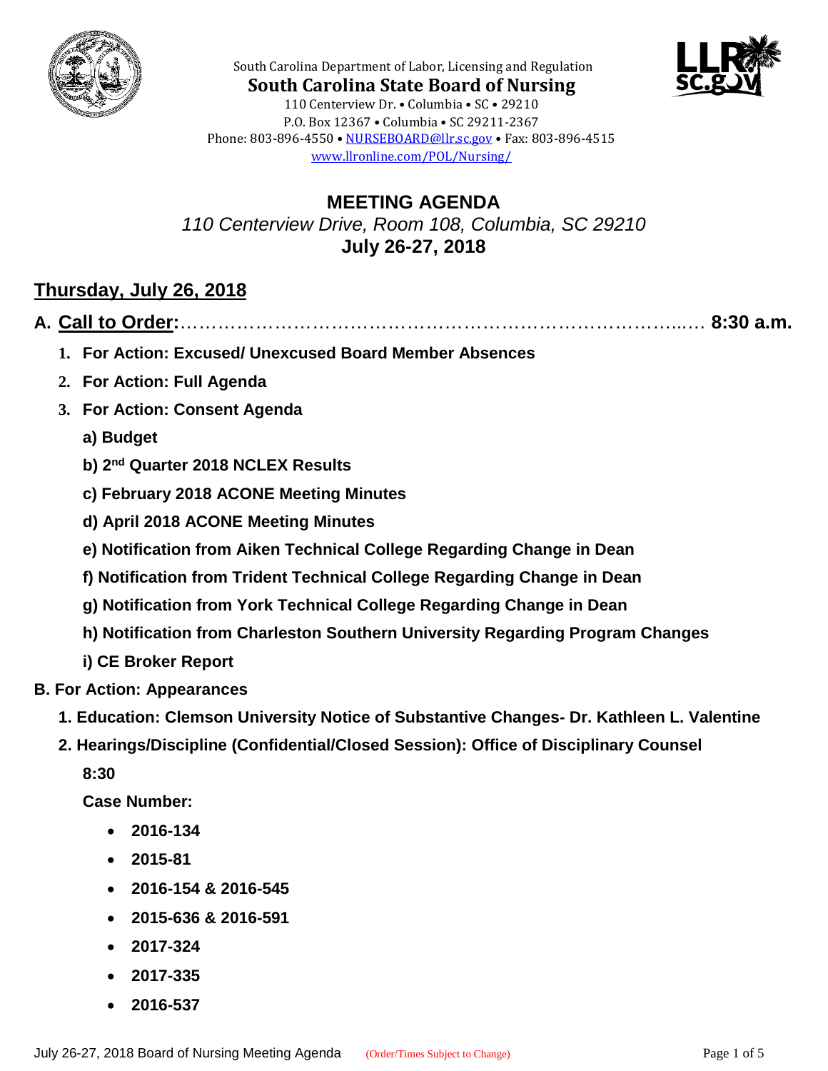South Carolina Department of Labor, Licensing and Regulation

**South Carolina State Board of Nursing**

110 Centerview Dr. • Columbia • SC • 29210
P.O. Box 12367 • Columbia • SC 29211-2367
Phone: 803-896-4550 • NURSEBOARD@llr.sc.gov • Fax: 803-896-4515
www.llronline.com/POL/Nursing/

# MEETING AGENDA

*110 Centerview Drive, Room 108, Columbia, SC 29210*

**July 26-27, 2018**

## Thursday, July 26, 2018

**A. Call to Order:** …………………………………………………………………… **8:30 a.m.**

1. **For Action: Excused/ Unexcused Board Member Absences**
2. **For Action: Full Agenda**
3. **For Action: Consent Agenda**
   - **a) Budget**
   - **b) 2nd Quarter 2018 NCLEX Results**
   - **c) February 2018 ACONE Meeting Minutes**
   - **d) April 2018 ACONE Meeting Minutes**
   - **e) Notification from Aiken Technical College Regarding Change in Dean**
   - **f) Notification from Trident Technical College Regarding Change in Dean**
   - **g) Notification from York Technical College Regarding Change in Dean**
   - **h) Notification from Charleston Southern University Regarding Program Changes**
   - **i) CE Broker Report**

**B. For Action: Appearances**

1. **Education: Clemson University Notice of Substantive Changes- Dr. Kathleen L. Valentine**
2. **Hearings/Discipline (Confidential/Closed Session): Office of Disciplinary Counsel**

   **8:30**

   **Case Number:**

   - **2016-134**
   - **2015-81**
   - **2016-154 & 2016-545**
   - **2015-636 & 2016-591**
   - **2017-324**
   - **2017-335**
   - **2016-537**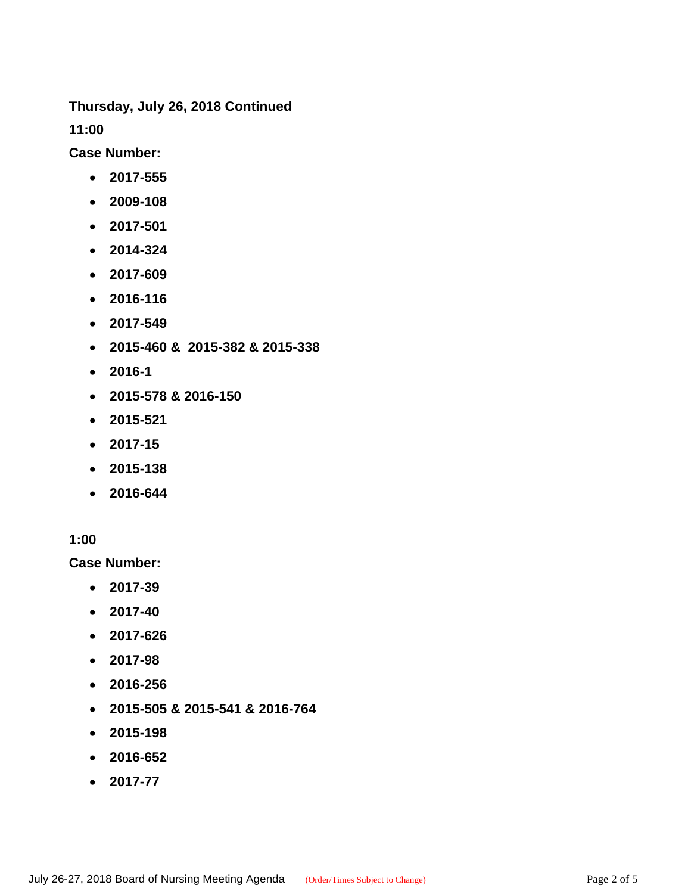**Thursday, July 26, 2018 Continued**

**11:00**

**Case Number:**

- **2017-555**
- **2009-108**
- **2017-501**
- **2014-324**
- **2017-609**
- **2016-116**
- **2017-549**
- **2015-460 & 2015-382 & 2015-338**
- **2016-1**
- **2015-578 & 2016-150**
- **2015-521**
- **2017-15**
- **2015-138**
- **2016-644**

**1:00**

**Case Number:**

- **2017-39**
- **2017-40**
- **2017-626**
- **2017-98**
- **2016-256**
- **2015-505 & 2015-541 & 2016-764**
- **2015-198**
- **2016-652**
- **2017-77**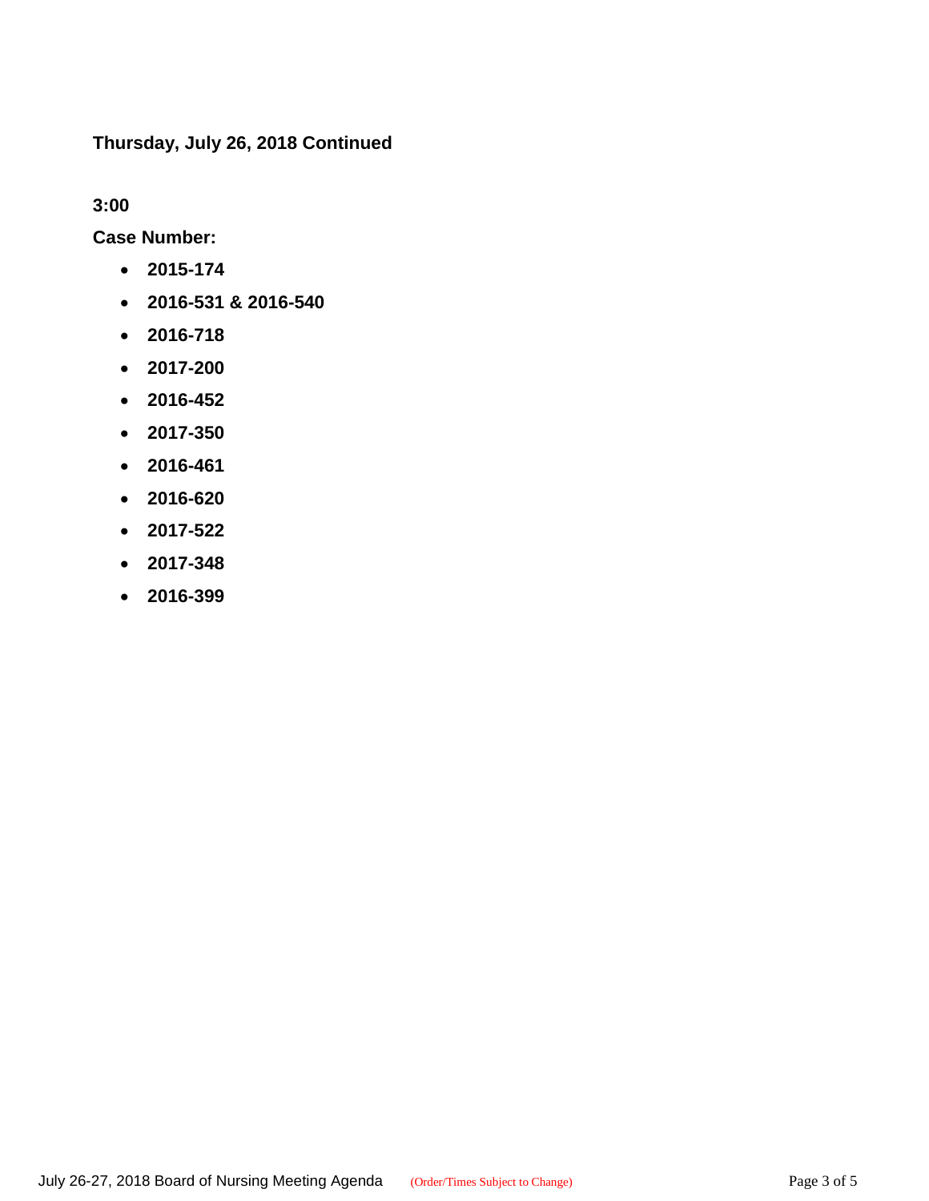**Thursday, July 26, 2018 Continued**

**3:00**

**Case Number:**

- **2015-174**
- **2016-531 & 2016-540**
- **2016-718**
- **2017-200**
- **2016-452**
- **2017-350**
- **2016-461**
- **2016-620**
- **2017-522**
- **2017-348**
- **2016-399**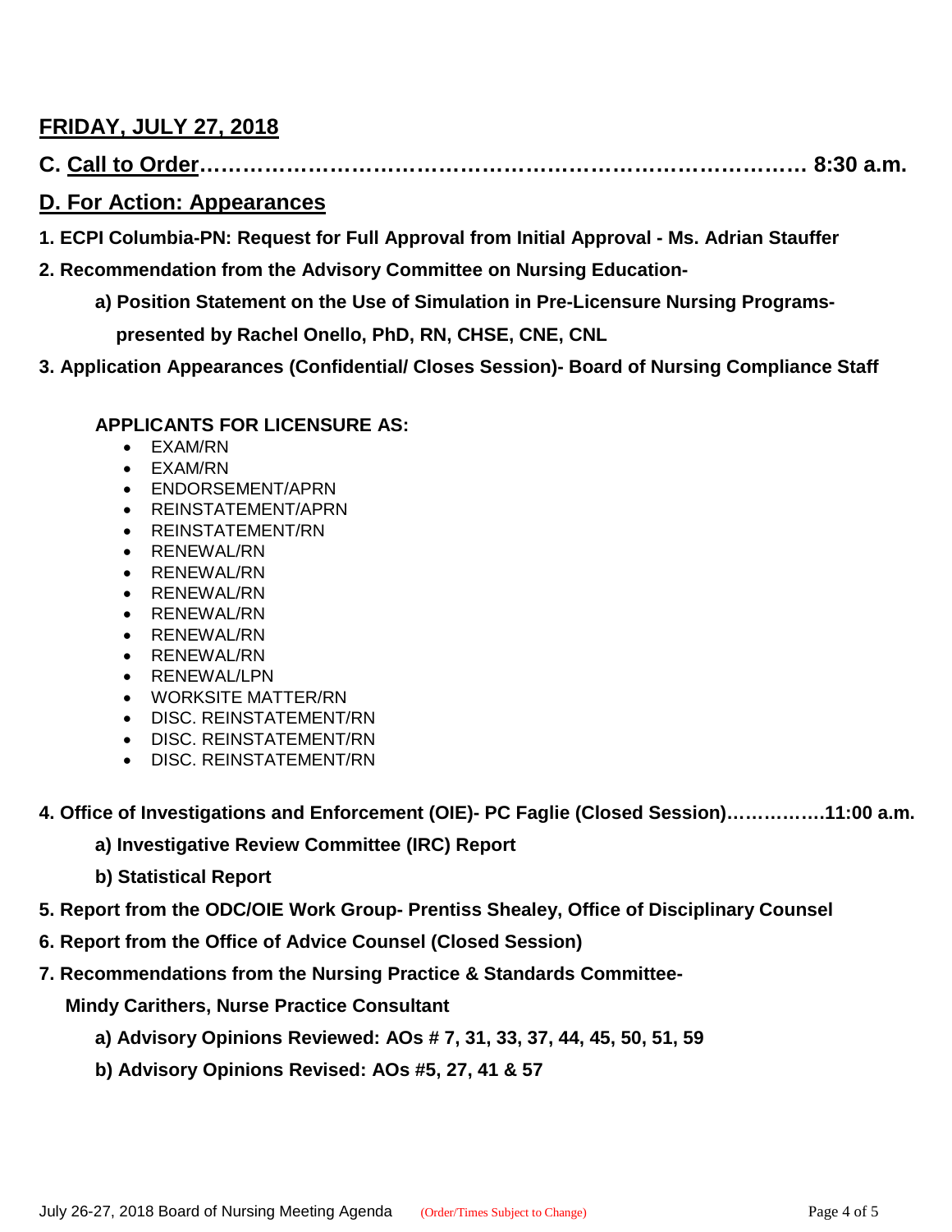## FRIDAY, JULY 27, 2018

**C. Call to Order…………………………………………………………………… 8:30 a.m.**

## D. For Action: Appearances

**1. ECPI Columbia-PN: Request for Full Approval from Initial Approval - Ms. Adrian Stauffer**

**2. Recommendation from the Advisory Committee on Nursing Education-**

- **a) Position Statement on the Use of Simulation in Pre-Licensure Nursing Programs- presented by Rachel Onello, PhD, RN, CHSE, CNE, CNL**

**3. Application Appearances (Confidential/ Closes Session)- Board of Nursing Compliance Staff**

**APPLICANTS FOR LICENSURE AS:**

- EXAM/RN
- EXAM/RN
- ENDORSEMENT/APRN
- REINSTATEMENT/APRN
- REINSTATEMENT/RN
- RENEWAL/RN
- RENEWAL/RN
- RENEWAL/RN
- RENEWAL/RN
- RENEWAL/RN
- RENEWAL/RN
- RENEWAL/LPN
- WORKSITE MATTER/RN
- DISC. REINSTATEMENT/RN
- DISC. REINSTATEMENT/RN
- DISC. REINSTATEMENT/RN

**4. Office of Investigations and Enforcement (OIE)- PC Faglie (Closed Session)…………….11:00 a.m.**

- **a) Investigative Review Committee (IRC) Report**
- **b) Statistical Report**

**5. Report from the ODC/OIE Work Group- Prentiss Shealey, Office of Disciplinary Counsel**

**6. Report from the Office of Advice Counsel (Closed Session)**

**7. Recommendations from the Nursing Practice & Standards Committee- Mindy Carithers, Nurse Practice Consultant**

- **a) Advisory Opinions Reviewed: AOs # 7, 31, 33, 37, 44, 45, 50, 51, 59**
- **b) Advisory Opinions Revised: AOs #5, 27, 41 & 57**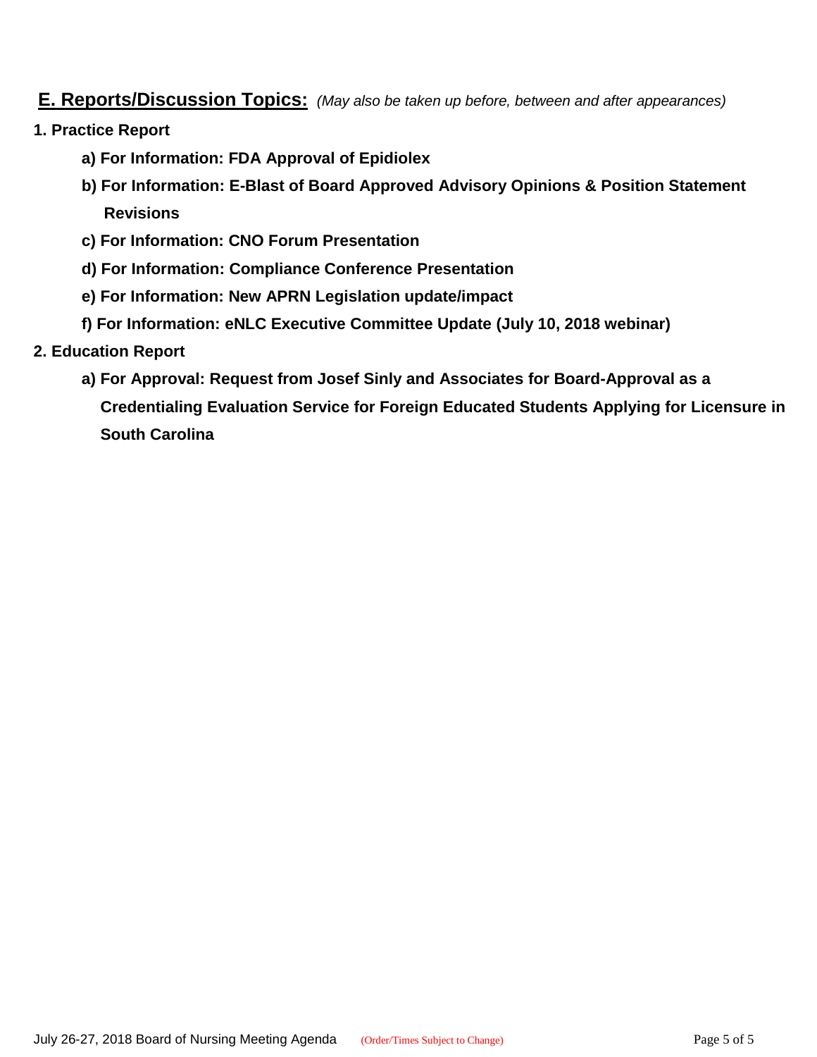## E. Reports/Discussion Topics: *(May also be taken up before, between and after appearances)*

**1. Practice Report**

- **a) For Information: FDA Approval of Epidiolex**
- **b) For Information: E-Blast of Board Approved Advisory Opinions & Position Statement Revisions**
- **c) For Information: CNO Forum Presentation**
- **d) For Information: Compliance Conference Presentation**
- **e) For Information: New APRN Legislation update/impact**
- **f) For Information: eNLC Executive Committee Update (July 10, 2018 webinar)**

**2. Education Report**

- **a) For Approval: Request from Josef Sinly and Associates for Board-Approval as a Credentialing Evaluation Service for Foreign Educated Students Applying for Licensure in South Carolina**